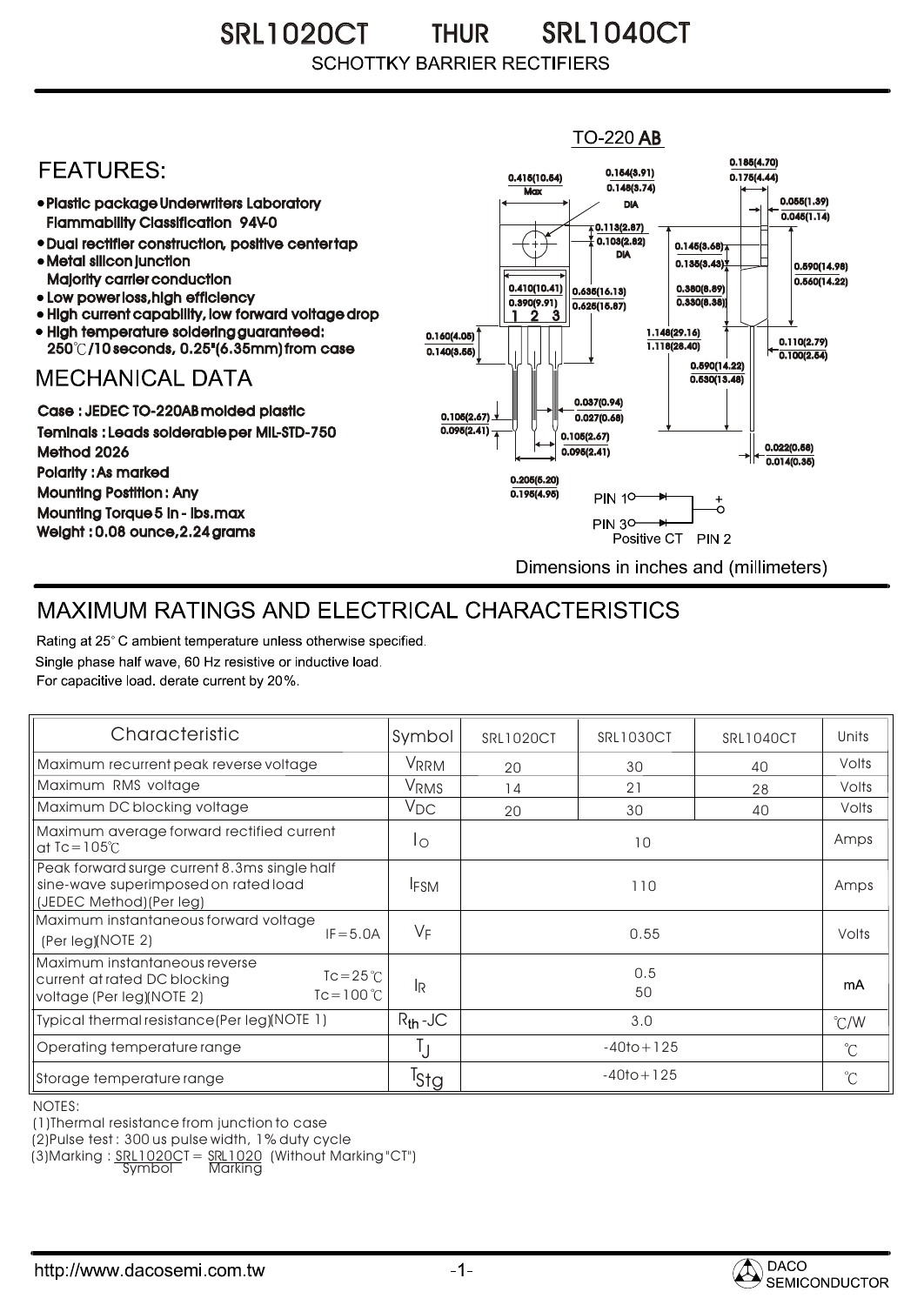# SRL1020CT THUR SRL1040CT

SCHOTTKY BARRIER RECTIFIERS

## FEATURES:

- Plastic package Underwriters Laboratory Flammability Classification 94V-0
- Dual rectifier construction, positive center tap
- Metal silicon junction Majority carrier conduction
- Low power loss, high efficiency
- High current capability, low forward voltage drop
- High temperature soldering guaranteed: 250℃/10 seconds, 0.25"(6.35mm) from case

## MECHANICAL DATA

Case : JEDEC TO-220AB molded plastic

Teminals : Leads solderable per MIL-STD-750 Method 2026

Polarity : As marked

Mounting Postition : Any

Mounting Torque 5 in - lbs.max

Weight : 0.08 ounce, 2.24 grams

TO-220 AB

0.415(10.54) Max; 0.154(3.91) 0.148(3.74) DIA; 0.185(4.70) 0.175(4.44); 0.055(1.39) 0.045(1.14); 0.113(2.87) 0.103(2.62) DIA; 0.145(3.68) 0.135(3.43); 0.590(14.98) 0.560(14.22); 0.410(10.41) 0.390(9.91); 0.635(16.13) 0.625(15.87); 0.350(8.89) 0.330(8.38); 0.160(4.05) 0.140(3.55); 1.148(29.16) 1.118(28.40); 0.110(2.79) 0.100(2.54); 0.590(14.22) 0.530(13.48); 0.037(0.94) 0.027(0.68); 0.105(2.67) 0.095(2.41); 0.105(2.67) 0.095(2.41); 0.022(0.58) 0.014(0.35); 0.205(5.20) 0.195(4.95)

PIN 1, PIN 3, Positive CT PIN 2

Dimensions in inches and (millimeters)

## MAXIMUM RATINGS AND ELECTRICAL CHARACTERISTICS

Rating at 25° C ambient temperature unless otherwise specified.
Single phase half wave, 60 Hz resistive or inductive load.
For capacitive load. derate current by 20%.

| Characteristic | Symbol | SRL1020CT | SRL1030CT | SRL1040CT | Units |
|---|---|---|---|---|---|
| Maximum recurrent peak reverse voltage | $V_{RRM}$ | 20 | 30 | 40 | Volts |
| Maximum RMS voltage | $V_{RMS}$ | 14 | 21 | 28 | Volts |
| Maximum DC blocking voltage | $V_{DC}$ | 20 | 30 | 40 | Volts |
| Maximum average forward rectified current at Tc=105℃ | $I_O$ | 10 | | | Amps |
| Peak forward surge current 8.3ms single half sine-wave superimposed on rated load (JEDEC Method)(Per leg) | $I_{FSM}$ | 110 | | | Amps |
| Maximum instantaneous forward voltage (Per leg)(NOTE 2) IF=5.0A | $V_F$ | 0.55 | | | Volts |
| Maximum instantaneous reverse current at rated DC blocking voltage (Per leg)(NOTE 2) Tc=25℃ / Tc=100℃ | $I_R$ | 0.5 / 50 | | | mA |
| Typical thermal resistance (Per leg)(NOTE 1) | $R_{th}$-JC | 3.0 | | | ℃/W |
| Operating temperature range | $T_J$ | -40to+125 | | | ℃ |
| Storage temperature range | $T_{Stg}$ | -40to+125 | | | ℃ |

NOTES:

(1)Thermal resistance from junction to case

(2)Pulse test : 300 us pulse width, 1% duty cycle

(3)Marking : SRL1020CT = SRL1020 (Without Marking "CT")
Symbol Marking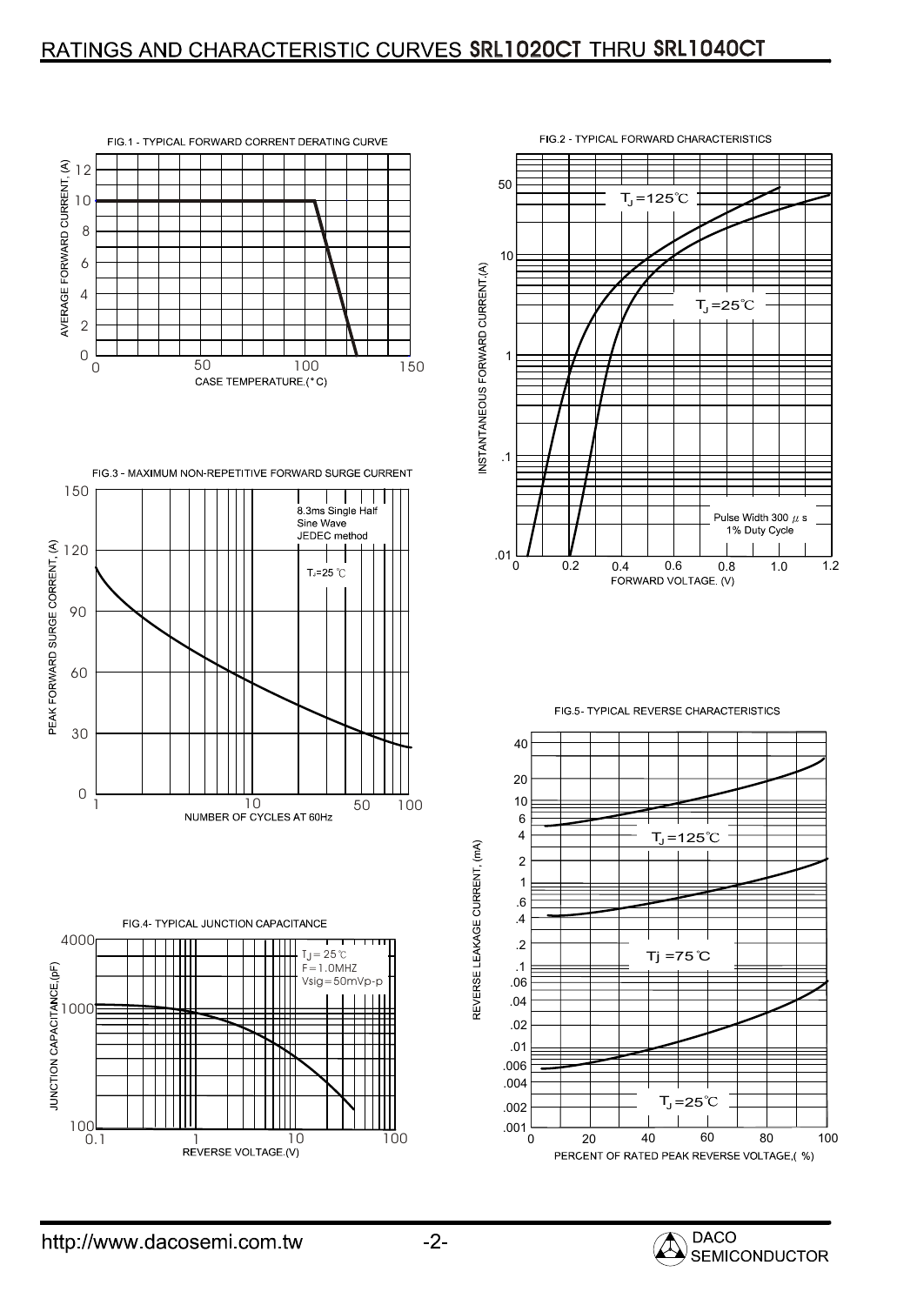# RATINGS AND CHARACTERISTIC CURVES SRL1020CT THRU SRL1040CT

FIG.1 - TYPICAL FORWARD CORRENT DERATING CURVE

AVERAGE FORWARD CURRENT, (A)

12
10
8
6
4
2
0

0 50 100 150

CASE TEMPERATURE.(°C)

FIG.2 - TYPICAL FORWARD CHARACTERISTICS

INSTANTANEOUS FORWARD CURRENT,(A)

50
10
1
.1
.01

$T_J$=125℃

$T_J$=25℃

Pulse Width 300 μ s
1% Duty Cycle

0 0.2 0.4 0.6 0.8 1.0 1.2

FORWARD VOLTAGE. (V)

FIG.3 - MAXIMUM NON-REPETITIVE FORWARD SURGE CURRENT

PEAK FORWARD SURGE CORRENT, (A)

150
120
90
60
30
0

8.3ms Single Half
Sine Wave
JEDEC method

$T_J$=25 ℃

1 10 50 100

NUMBER OF CYCLES AT 60Hz

FIG.4- TYPICAL JUNCTION CAPACITANCE

JUNCTION CAPACITANCE,(pF)

4000
1000
100

$T_J$= 25 ℃
F=1.0MHZ
Vsig=50mVp-p

0.1 1 10 100

REVERSE VOLTAGE.(V)

FIG.5- TYPICAL REVERSE CHARACTERISTICS

REVERSE LEAKAGE CURRENT, (mA)

40
20
10
6
4
2
1
.6
.4
.2
.1
.06
.04
.02
.01
.006
.004
.002
.001

$T_J$=125℃

Tj =75℃

$T_J$=25℃

0 20 40 60 80 100

PERCENT OF RATED PEAK REVERSE VOLTAGE,( %)

http://www.dacosemi.com.tw

DACO SEMICONDUCTOR